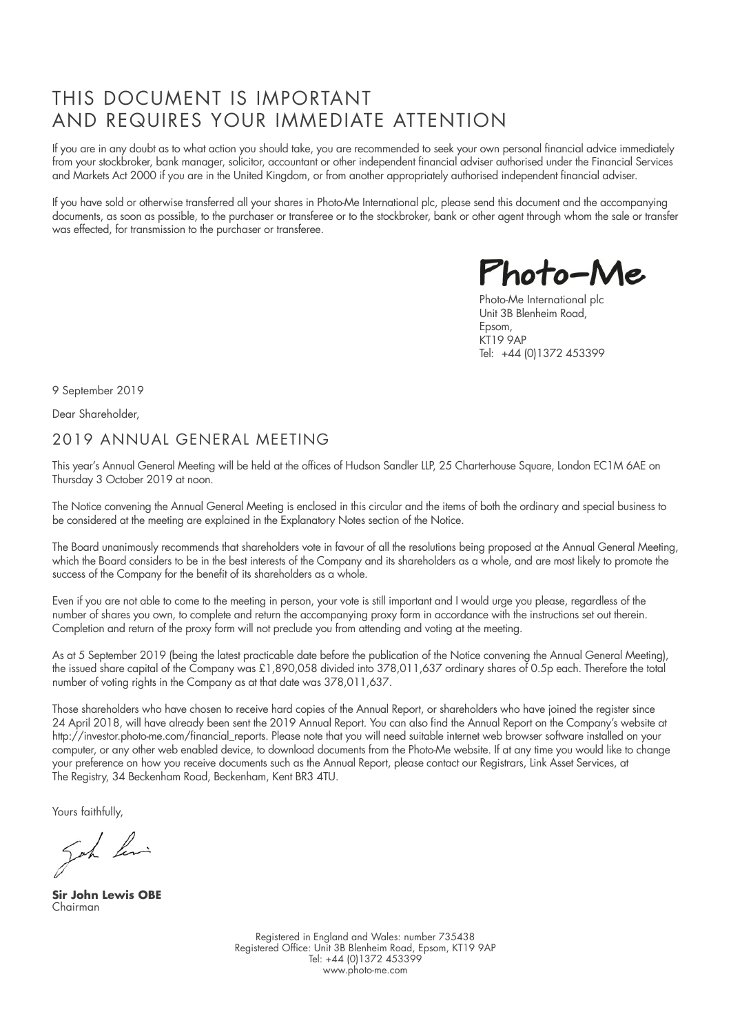# THIS DOCUMENT IS IMPORTANT AND REQUIRES YOUR IMMEDIATE ATTENTION

If you are in any doubt as to what action you should take, you are recommended to seek your own personal financial advice immediately from your stockbroker, bank manager, solicitor, accountant or other independent financial adviser authorised under the Financial Services and Markets Act 2000 if you are in the United Kingdom, or from another appropriately authorised independent financial adviser.

If you have sold or otherwise transferred all your shares in Photo-Me International plc, please send this document and the accompanying documents, as soon as possible, to the purchaser or transferee or to the stockbroker, bank or other agent through whom the sale or transfer was effected, for transmission to the purchaser or transferee.

Photo-Me

Photo-Me International plc
Unit 3B Blenheim Road,
Epsom,
KT19 9AP
Tel: +44 (0)1372 453399

9 September 2019

Dear Shareholder,

## 2019 ANNUAL GENERAL MEETING

This year's Annual General Meeting will be held at the offices of Hudson Sandler LLP, 25 Charterhouse Square, London EC1M 6AE on Thursday 3 October 2019 at noon.

The Notice convening the Annual General Meeting is enclosed in this circular and the items of both the ordinary and special business to be considered at the meeting are explained in the Explanatory Notes section of the Notice.

The Board unanimously recommends that shareholders vote in favour of all the resolutions being proposed at the Annual General Meeting, which the Board considers to be in the best interests of the Company and its shareholders as a whole, and are most likely to promote the success of the Company for the benefit of its shareholders as a whole.

Even if you are not able to come to the meeting in person, your vote is still important and I would urge you please, regardless of the number of shares you own, to complete and return the accompanying proxy form in accordance with the instructions set out therein. Completion and return of the proxy form will not preclude you from attending and voting at the meeting.

As at 5 September 2019 (being the latest practicable date before the publication of the Notice convening the Annual General Meeting), the issued share capital of the Company was £1,890,058 divided into 378,011,637 ordinary shares of 0.5p each. Therefore the total number of voting rights in the Company as at that date was 378,011,637.

Those shareholders who have chosen to receive hard copies of the Annual Report, or shareholders who have joined the register since 24 April 2018, will have already been sent the 2019 Annual Report. You can also find the Annual Report on the Company's website at http://investor.photo-me.com/financial_reports. Please note that you will need suitable internet web browser software installed on your computer, or any other web enabled device, to download documents from the Photo-Me website. If at any time you would like to change your preference on how you receive documents such as the Annual Report, please contact our Registrars, Link Asset Services, at The Registry, 34 Beckenham Road, Beckenham, Kent BR3 4TU.

Yours faithfully,

**Sir John Lewis OBE**
Chairman

Registered in England and Wales: number 735438
Registered Office: Unit 3B Blenheim Road, Epsom, KT19 9AP
Tel: +44 (0)1372 453399
www.photo-me.com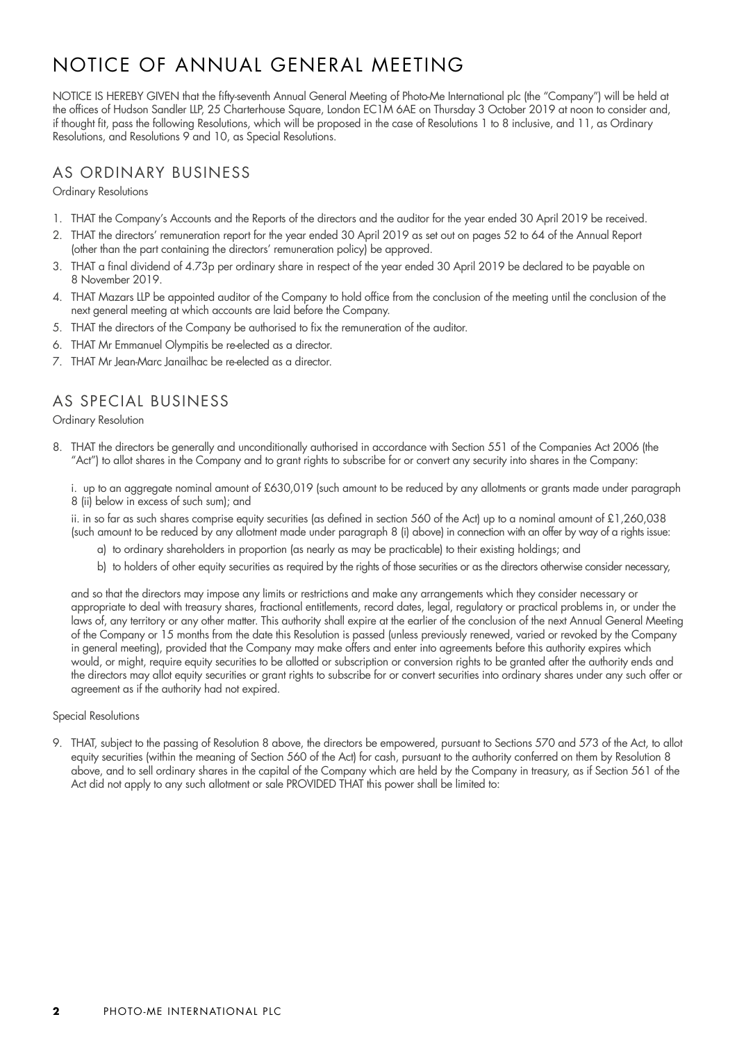# NOTICE OF ANNUAL GENERAL MEETING

NOTICE IS HEREBY GIVEN that the fifty-seventh Annual General Meeting of Photo-Me International plc (the "Company") will be held at the offices of Hudson Sandler LLP, 25 Charterhouse Square, London EC1M 6AE on Thursday 3 October 2019 at noon to consider and, if thought fit, pass the following Resolutions, which will be proposed in the case of Resolutions 1 to 8 inclusive, and 11, as Ordinary Resolutions, and Resolutions 9 and 10, as Special Resolutions.

## AS ORDINARY BUSINESS

Ordinary Resolutions

1. THAT the Company's Accounts and the Reports of the directors and the auditor for the year ended 30 April 2019 be received.
2. THAT the directors' remuneration report for the year ended 30 April 2019 as set out on pages 52 to 64 of the Annual Report (other than the part containing the directors' remuneration policy) be approved.
3. THAT a final dividend of 4.73p per ordinary share in respect of the year ended 30 April 2019 be declared to be payable on 8 November 2019.
4. THAT Mazars LLP be appointed auditor of the Company to hold office from the conclusion of the meeting until the conclusion of the next general meeting at which accounts are laid before the Company.
5. THAT the directors of the Company be authorised to fix the remuneration of the auditor.
6. THAT Mr Emmanuel Olympitis be re-elected as a director.
7. THAT Mr Jean-Marc Janailhac be re-elected as a director.

## AS SPECIAL BUSINESS

Ordinary Resolution

8. THAT the directors be generally and unconditionally authorised in accordance with Section 551 of the Companies Act 2006 (the "Act") to allot shares in the Company and to grant rights to subscribe for or convert any security into shares in the Company:

   i. up to an aggregate nominal amount of £630,019 (such amount to be reduced by any allotments or grants made under paragraph 8 (ii) below in excess of such sum); and

   ii. in so far as such shares comprise equity securities (as defined in section 560 of the Act) up to a nominal amount of £1,260,038 (such amount to be reduced by any allotment made under paragraph 8 (i) above) in connection with an offer by way of a rights issue:

   a) to ordinary shareholders in proportion (as nearly as may be practicable) to their existing holdings; and

   b) to holders of other equity securities as required by the rights of those securities or as the directors otherwise consider necessary,

   and so that the directors may impose any limits or restrictions and make any arrangements which they consider necessary or appropriate to deal with treasury shares, fractional entitlements, record dates, legal, regulatory or practical problems in, or under the laws of, any territory or any other matter. This authority shall expire at the earlier of the conclusion of the next Annual General Meeting of the Company or 15 months from the date this Resolution is passed (unless previously renewed, varied or revoked by the Company in general meeting), provided that the Company may make offers and enter into agreements before this authority expires which would, or might, require equity securities to be allotted or subscription or conversion rights to be granted after the authority ends and the directors may allot equity securities or grant rights to subscribe for or convert securities into ordinary shares under any such offer or agreement as if the authority had not expired.

Special Resolutions

9. THAT, subject to the passing of Resolution 8 above, the directors be empowered, pursuant to Sections 570 and 573 of the Act, to allot equity securities (within the meaning of Section 560 of the Act) for cash, pursuant to the authority conferred on them by Resolution 8 above, and to sell ordinary shares in the capital of the Company which are held by the Company in treasury, as if Section 561 of the Act did not apply to any such allotment or sale PROVIDED THAT this power shall be limited to: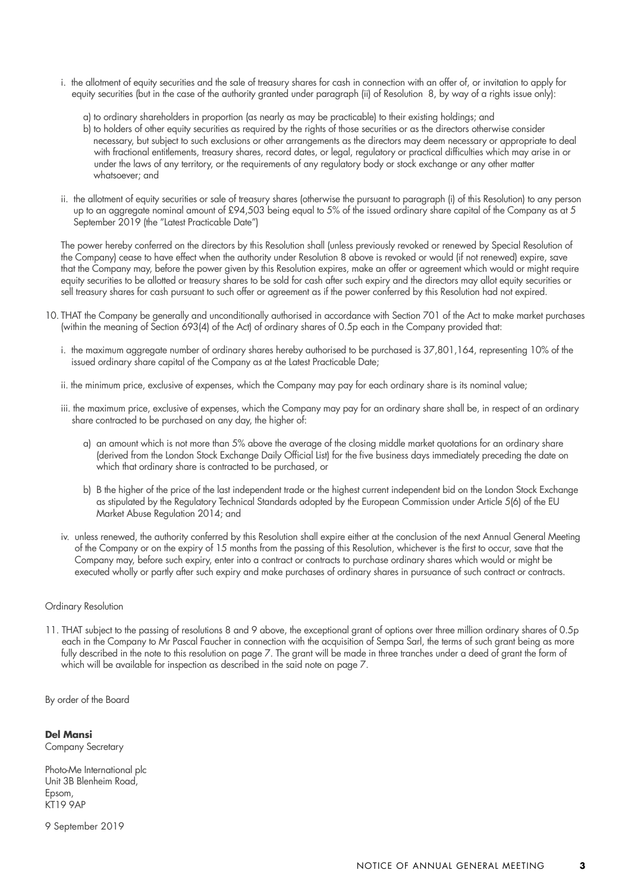i. the allotment of equity securities and the sale of treasury shares for cash in connection with an offer of, or invitation to apply for equity securities (but in the case of the authority granted under paragraph (ii) of Resolution 8, by way of a rights issue only):

   a) to ordinary shareholders in proportion (as nearly as may be practicable) to their existing holdings; and

   b) to holders of other equity securities as required by the rights of those securities or as the directors otherwise consider necessary, but subject to such exclusions or other arrangements as the directors may deem necessary or appropriate to deal with fractional entitlements, treasury shares, record dates, or legal, regulatory or practical difficulties which may arise in or under the laws of any territory, or the requirements of any regulatory body or stock exchange or any other matter whatsoever; and

ii. the allotment of equity securities or sale of treasury shares (otherwise the pursuant to paragraph (i) of this Resolution) to any person up to an aggregate nominal amount of £94,503 being equal to 5% of the issued ordinary share capital of the Company as at 5 September 2019 (the "Latest Practicable Date")

The power hereby conferred on the directors by this Resolution shall (unless previously revoked or renewed by Special Resolution of the Company) cease to have effect when the authority under Resolution 8 above is revoked or would (if not renewed) expire, save that the Company may, before the power given by this Resolution expires, make an offer or agreement which would or might require equity securities to be allotted or treasury shares to be sold for cash after such expiry and the directors may allot equity securities or sell treasury shares for cash pursuant to such offer or agreement as if the power conferred by this Resolution had not expired.

10. THAT the Company be generally and unconditionally authorised in accordance with Section 701 of the Act to make market purchases (within the meaning of Section 693(4) of the Act) of ordinary shares of 0.5p each in the Company provided that:

    i. the maximum aggregate number of ordinary shares hereby authorised to be purchased is 37,801,164, representing 10% of the issued ordinary share capital of the Company as at the Latest Practicable Date;

    ii. the minimum price, exclusive of expenses, which the Company may pay for each ordinary share is its nominal value;

    iii. the maximum price, exclusive of expenses, which the Company may pay for an ordinary share shall be, in respect of an ordinary share contracted to be purchased on any day, the higher of:

       a) an amount which is not more than 5% above the average of the closing middle market quotations for an ordinary share (derived from the London Stock Exchange Daily Official List) for the five business days immediately preceding the date on which that ordinary share is contracted to be purchased, or

       b) B the higher of the price of the last independent trade or the highest current independent bid on the London Stock Exchange as stipulated by the Regulatory Technical Standards adopted by the European Commission under Article 5(6) of the EU Market Abuse Regulation 2014; and

    iv. unless renewed, the authority conferred by this Resolution shall expire either at the conclusion of the next Annual General Meeting of the Company or on the expiry of 15 months from the passing of this Resolution, whichever is the first to occur, save that the Company may, before such expiry, enter into a contract or contracts to purchase ordinary shares which would or might be executed wholly or partly after such expiry and make purchases of ordinary shares in pursuance of such contract or contracts.

Ordinary Resolution

11. THAT subject to the passing of resolutions 8 and 9 above, the exceptional grant of options over three million ordinary shares of 0.5p each in the Company to Mr Pascal Faucher in connection with the acquisition of Sempa Sarl, the terms of such grant being as more fully described in the note to this resolution on page 7. The grant will be made in three tranches under a deed of grant the form of which will be available for inspection as described in the said note on page 7.

By order of the Board

**Del Mansi**
Company Secretary

Photo-Me International plc
Unit 3B Blenheim Road,
Epsom,
KT19 9AP

9 September 2019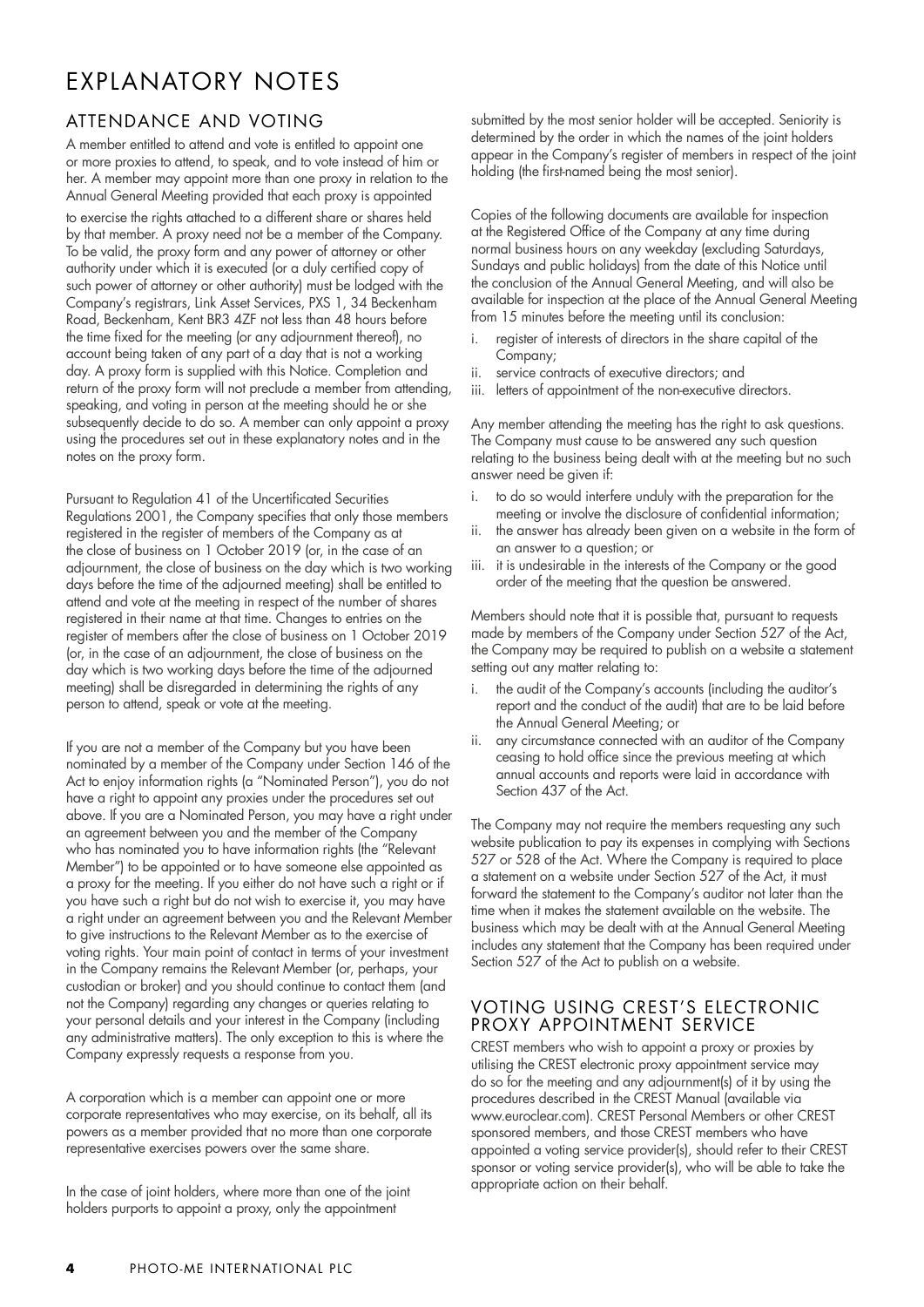# EXPLANATORY NOTES

## ATTENDANCE AND VOTING

A member entitled to attend and vote is entitled to appoint one or more proxies to attend, to speak, and to vote instead of him or her. A member may appoint more than one proxy in relation to the Annual General Meeting provided that each proxy is appointed to exercise the rights attached to a different share or shares held by that member. A proxy need not be a member of the Company. To be valid, the proxy form and any power of attorney or other authority under which it is executed (or a duly certified copy of such power of attorney or other authority) must be lodged with the Company's registrars, Link Asset Services, PXS 1, 34 Beckenham Road, Beckenham, Kent BR3 4ZF not less than 48 hours before the time fixed for the meeting (or any adjournment thereof), no account being taken of any part of a day that is not a working day. A proxy form is supplied with this Notice. Completion and return of the proxy form will not preclude a member from attending, speaking, and voting in person at the meeting should he or she subsequently decide to do so. A member can only appoint a proxy using the procedures set out in these explanatory notes and in the notes on the proxy form.

Pursuant to Regulation 41 of the Uncertificated Securities Regulations 2001, the Company specifies that only those members registered in the register of members of the Company as at the close of business on 1 October 2019 (or, in the case of an adjournment, the close of business on the day which is two working days before the time of the adjourned meeting) shall be entitled to attend and vote at the meeting in respect of the number of shares registered in their name at that time. Changes to entries on the register of members after the close of business on 1 October 2019 (or, in the case of an adjournment, the close of business on the day which is two working days before the time of the adjourned meeting) shall be disregarded in determining the rights of any person to attend, speak or vote at the meeting.

If you are not a member of the Company but you have been nominated by a member of the Company under Section 146 of the Act to enjoy information rights (a "Nominated Person"), you do not have a right to appoint any proxies under the procedures set out above. If you are a Nominated Person, you may have a right under an agreement between you and the member of the Company who has nominated you to have information rights (the "Relevant Member") to be appointed or to have someone else appointed as a proxy for the meeting. If you either do not have such a right or if you have such a right but do not wish to exercise it, you may have a right under an agreement between you and the Relevant Member to give instructions to the Relevant Member as to the exercise of voting rights. Your main point of contact in terms of your investment in the Company remains the Relevant Member (or, perhaps, your custodian or broker) and you should continue to contact them (and not the Company) regarding any changes or queries relating to your personal details and your interest in the Company (including any administrative matters). The only exception to this is where the Company expressly requests a response from you.

A corporation which is a member can appoint one or more corporate representatives who may exercise, on its behalf, all its powers as a member provided that no more than one corporate representative exercises powers over the same share.

In the case of joint holders, where more than one of the joint holders purports to appoint a proxy, only the appointment submitted by the most senior holder will be accepted. Seniority is determined by the order in which the names of the joint holders appear in the Company's register of members in respect of the joint holding (the first-named being the most senior).

Copies of the following documents are available for inspection at the Registered Office of the Company at any time during normal business hours on any weekday (excluding Saturdays, Sundays and public holidays) from the date of this Notice until the conclusion of the Annual General Meeting, and will also be available for inspection at the place of the Annual General Meeting from 15 minutes before the meeting until its conclusion:

i. register of interests of directors in the share capital of the Company;
ii. service contracts of executive directors; and
iii. letters of appointment of the non-executive directors.

Any member attending the meeting has the right to ask questions. The Company must cause to be answered any such question relating to the business being dealt with at the meeting but no such answer need be given if:

i. to do so would interfere unduly with the preparation for the meeting or involve the disclosure of confidential information;
ii. the answer has already been given on a website in the form of an answer to a question; or
iii. it is undesirable in the interests of the Company or the good order of the meeting that the question be answered.

Members should note that it is possible that, pursuant to requests made by members of the Company under Section 527 of the Act, the Company may be required to publish on a website a statement setting out any matter relating to:

i. the audit of the Company's accounts (including the auditor's report and the conduct of the audit) that are to be laid before the Annual General Meeting; or
ii. any circumstance connected with an auditor of the Company ceasing to hold office since the previous meeting at which annual accounts and reports were laid in accordance with Section 437 of the Act.

The Company may not require the members requesting any such website publication to pay its expenses in complying with Sections 527 or 528 of the Act. Where the Company is required to place a statement on a website under Section 527 of the Act, it must forward the statement to the Company's auditor not later than the time when it makes the statement available on the website. The business which may be dealt with at the Annual General Meeting includes any statement that the Company has been required under Section 527 of the Act to publish on a website.

## VOTING USING CREST'S ELECTRONIC PROXY APPOINTMENT SERVICE

CREST members who wish to appoint a proxy or proxies by utilising the CREST electronic proxy appointment service may do so for the meeting and any adjournment(s) of it by using the procedures described in the CREST Manual (available via www.euroclear.com). CREST Personal Members or other CREST sponsored members, and those CREST members who have appointed a voting service provider(s), should refer to their CREST sponsor or voting service provider(s), who will be able to take the appropriate action on their behalf.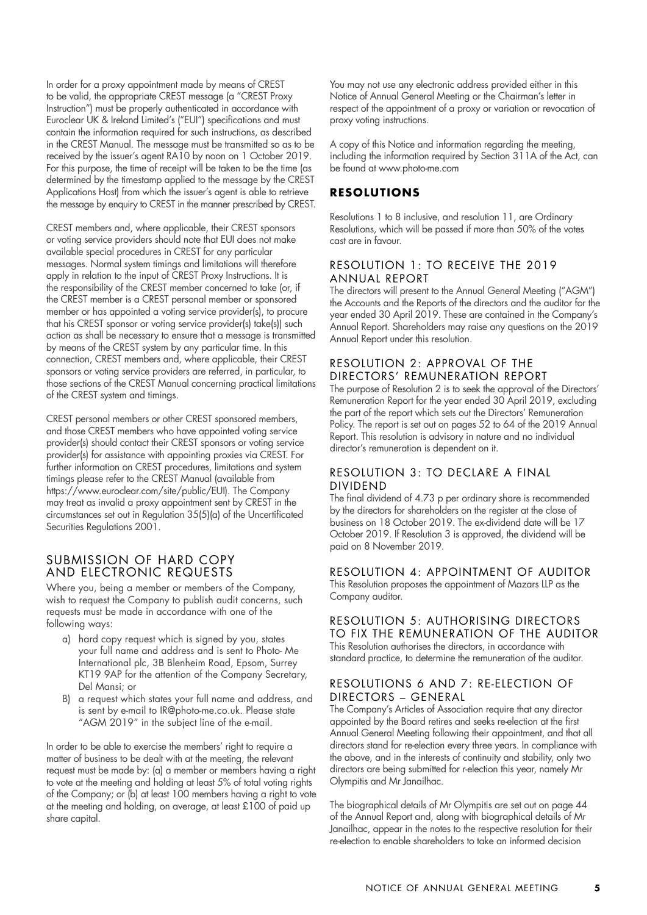In order for a proxy appointment made by means of CREST to be valid, the appropriate CREST message (a "CREST Proxy Instruction") must be properly authenticated in accordance with Euroclear UK & Ireland Limited's ("EUI") specifications and must contain the information required for such instructions, as described in the CREST Manual. The message must be transmitted so as to be received by the issuer's agent RA10 by noon on 1 October 2019. For this purpose, the time of receipt will be taken to be the time (as determined by the timestamp applied to the message by the CREST Applications Host) from which the issuer's agent is able to retrieve the message by enquiry to CREST in the manner prescribed by CREST.

CREST members and, where applicable, their CREST sponsors or voting service providers should note that EUI does not make available special procedures in CREST for any particular messages. Normal system timings and limitations will therefore apply in relation to the input of CREST Proxy Instructions. It is the responsibility of the CREST member concerned to take (or, if the CREST member is a CREST personal member or sponsored member or has appointed a voting service provider(s), to procure that his CREST sponsor or voting service provider(s) take(s)) such action as shall be necessary to ensure that a message is transmitted by means of the CREST system by any particular time. In this connection, CREST members and, where applicable, their CREST sponsors or voting service providers are referred, in particular, to those sections of the CREST Manual concerning practical limitations of the CREST system and timings.

CREST personal members or other CREST sponsored members, and those CREST members who have appointed voting service provider(s) should contact their CREST sponsors or voting service provider(s) for assistance with appointing proxies via CREST. For further information on CREST procedures, limitations and system timings please refer to the CREST Manual (available from https://www.euroclear.com/site/public/EUI). The Company may treat as invalid a proxy appointment sent by CREST in the circumstances set out in Regulation 35(5)(a) of the Uncertificated Securities Regulations 2001.

## SUBMISSION OF HARD COPY AND ELECTRONIC REQUESTS

Where you, being a member or members of the Company, wish to request the Company to publish audit concerns, such requests must be made in accordance with one of the following ways:

a) hard copy request which is signed by you, states your full name and address and is sent to Photo- Me International plc, 3B Blenheim Road, Epsom, Surrey KT19 9AP for the attention of the Company Secretary, Del Mansi; or

B) a request which states your full name and address, and is sent by e-mail to IR@photo-me.co.uk. Please state "AGM 2019" in the subject line of the e-mail.

In order to be able to exercise the members' right to require a matter of business to be dealt with at the meeting, the relevant request must be made by: (a) a member or members having a right to vote at the meeting and holding at least 5% of total voting rights of the Company; or (b) at least 100 members having a right to vote at the meeting and holding, on average, at least £100 of paid up share capital.

You may not use any electronic address provided either in this Notice of Annual General Meeting or the Chairman's letter in respect of the appointment of a proxy or variation or revocation of proxy voting instructions.

A copy of this Notice and information regarding the meeting, including the information required by Section 311A of the Act, can be found at www.photo-me.com

## RESOLUTIONS

Resolutions 1 to 8 inclusive, and resolution 11, are Ordinary Resolutions, which will be passed if more than 50% of the votes cast are in favour.

### RESOLUTION 1: TO RECEIVE THE 2019 ANNUAL REPORT

The directors will present to the Annual General Meeting ("AGM") the Accounts and the Reports of the directors and the auditor for the year ended 30 April 2019. These are contained in the Company's Annual Report. Shareholders may raise any questions on the 2019 Annual Report under this resolution.

### RESOLUTION 2: APPROVAL OF THE DIRECTORS' REMUNERATION REPORT

The purpose of Resolution 2 is to seek the approval of the Directors' Remuneration Report for the year ended 30 April 2019, excluding the part of the report which sets out the Directors' Remuneration Policy. The report is set out on pages 52 to 64 of the 2019 Annual Report. This resolution is advisory in nature and no individual director's remuneration is dependent on it.

### RESOLUTION 3: TO DECLARE A FINAL DIVIDEND

The final dividend of 4.73 p per ordinary share is recommended by the directors for shareholders on the register at the close of business on 18 October 2019. The ex-dividend date will be 17 October 2019. If Resolution 3 is approved, the dividend will be paid on 8 November 2019.

### RESOLUTION 4: APPOINTMENT OF AUDITOR

This Resolution proposes the appointment of Mazars LLP as the Company auditor.

### RESOLUTION 5: AUTHORISING DIRECTORS TO FIX THE REMUNERATION OF THE AUDITOR

This Resolution authorises the directors, in accordance with standard practice, to determine the remuneration of the auditor.

### RESOLUTIONS 6 AND 7: RE-ELECTION OF DIRECTORS – GENERAL

The Company's Articles of Association require that any director appointed by the Board retires and seeks re-election at the first Annual General Meeting following their appointment, and that all directors stand for re-election every three years. In compliance with the above, and in the interests of continuity and stability, only two directors are being submitted for r-election this year, namely Mr Olympitis and Mr Janailhac.

The biographical details of Mr Olympitis are set out on page 44 of the Annual Report and, along with biographical details of Mr Janailhac, appear in the notes to the respective resolution for their re-election to enable shareholders to take an informed decision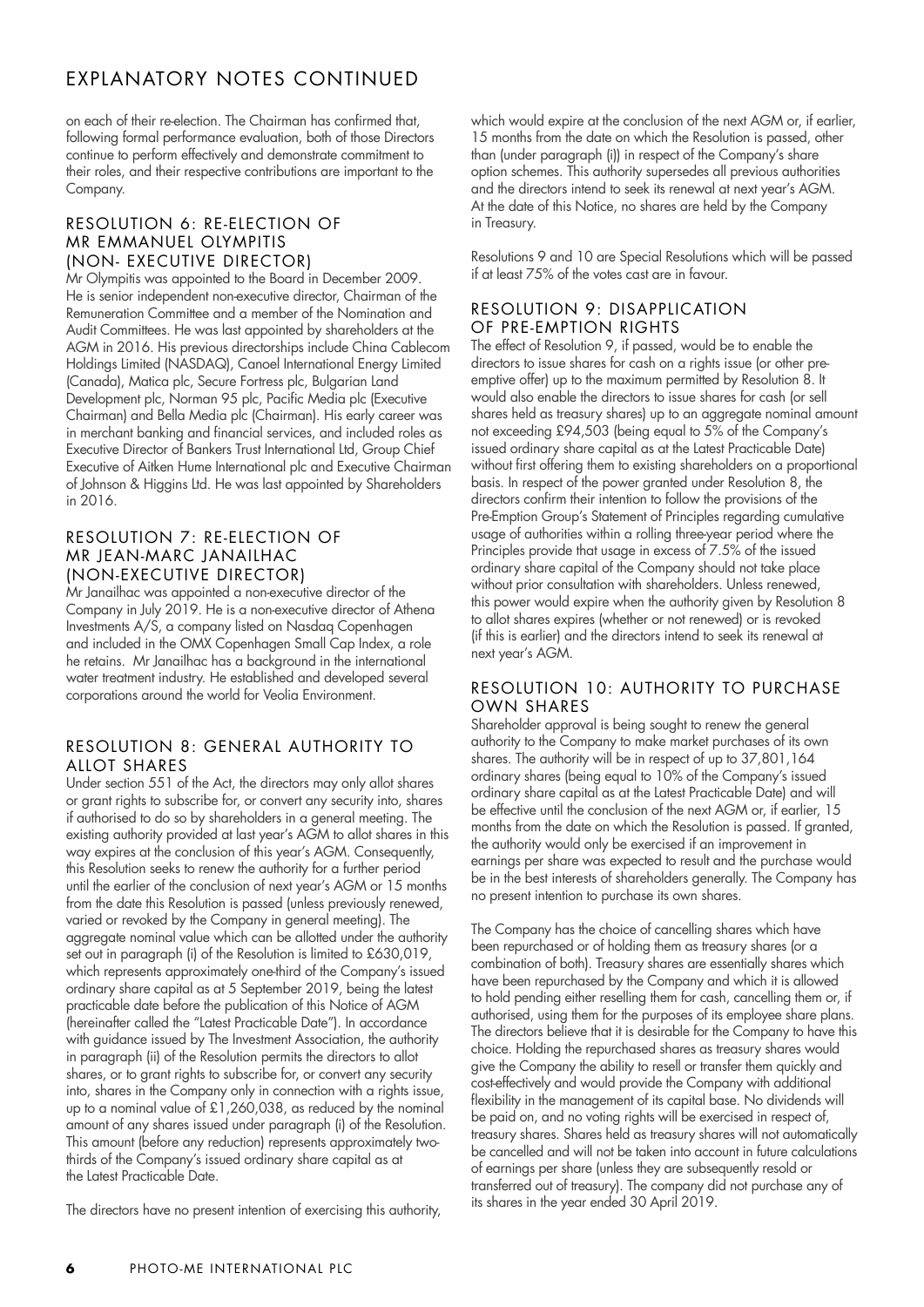# EXPLANATORY NOTES CONTINUED

on each of their re-election. The Chairman has confirmed that, following formal performance evaluation, both of those Directors continue to perform effectively and demonstrate commitment to their roles, and their respective contributions are important to the Company.

## RESOLUTION 6: RE-ELECTION OF MR EMMANUEL OLYMPITIS (NON- EXECUTIVE DIRECTOR)

Mr Olympitis was appointed to the Board in December 2009. He is senior independent non-executive director, Chairman of the Remuneration Committee and a member of the Nomination and Audit Committees. He was last appointed by shareholders at the AGM in 2016. His previous directorships include China Cablecom Holdings Limited (NASDAQ), Canoel International Energy Limited (Canada), Matica plc, Secure Fortress plc, Bulgarian Land Development plc, Norman 95 plc, Pacific Media plc (Executive Chairman) and Bella Media plc (Chairman). His early career was in merchant banking and financial services, and included roles as Executive Director of Bankers Trust International Ltd, Group Chief Executive of Aitken Hume International plc and Executive Chairman of Johnson & Higgins Ltd. He was last appointed by Shareholders in 2016.

## RESOLUTION 7: RE-ELECTION OF MR JEAN-MARC JANAILHAC (NON-EXECUTIVE DIRECTOR)

Mr Janailhac was appointed a non-executive director of the Company in July 2019. He is a non-executive director of Athena Investments A/S, a company listed on Nasdaq Copenhagen and included in the OMX Copenhagen Small Cap Index, a role he retains. Mr Janailhac has a background in the international water treatment industry. He established and developed several corporations around the world for Veolia Environment.

## RESOLUTION 8: GENERAL AUTHORITY TO ALLOT SHARES

Under section 551 of the Act, the directors may only allot shares or grant rights to subscribe for, or convert any security into, shares if authorised to do so by shareholders in a general meeting. The existing authority provided at last year's AGM to allot shares in this way expires at the conclusion of this year's AGM. Consequently, this Resolution seeks to renew the authority for a further period until the earlier of the conclusion of next year's AGM or 15 months from the date this Resolution is passed (unless previously renewed, varied or revoked by the Company in general meeting). The aggregate nominal value which can be allotted under the authority set out in paragraph (i) of the Resolution is limited to £630,019, which represents approximately one-third of the Company's issued ordinary share capital as at 5 September 2019, being the latest practicable date before the publication of this Notice of AGM (hereinafter called the "Latest Practicable Date"). In accordance with guidance issued by The Investment Association, the authority in paragraph (ii) of the Resolution permits the directors to allot shares, or to grant rights to subscribe for, or convert any security into, shares in the Company only in connection with a rights issue, up to a nominal value of £1,260,038, as reduced by the nominal amount of any shares issued under paragraph (i) of the Resolution. This amount (before any reduction) represents approximately two-thirds of the Company's issued ordinary share capital as at the Latest Practicable Date.

The directors have no present intention of exercising this authority, which would expire at the conclusion of the next AGM or, if earlier, 15 months from the date on which the Resolution is passed, other than (under paragraph (i)) in respect of the Company's share option schemes. This authority supersedes all previous authorities and the directors intend to seek its renewal at next year's AGM. At the date of this Notice, no shares are held by the Company in Treasury.

Resolutions 9 and 10 are Special Resolutions which will be passed if at least 75% of the votes cast are in favour.

## RESOLUTION 9: DISAPPLICATION OF PRE-EMPTION RIGHTS

The effect of Resolution 9, if passed, would be to enable the directors to issue shares for cash on a rights issue (or other pre-emptive offer) up to the maximum permitted by Resolution 8. It would also enable the directors to issue shares for cash (or sell shares held as treasury shares) up to an aggregate nominal amount not exceeding £94,503 (being equal to 5% of the Company's issued ordinary share capital as at the Latest Practicable Date) without first offering them to existing shareholders on a proportional basis. In respect of the power granted under Resolution 8, the directors confirm their intention to follow the provisions of the Pre-Emption Group's Statement of Principles regarding cumulative usage of authorities within a rolling three-year period where the Principles provide that usage in excess of 7.5% of the issued ordinary share capital of the Company should not take place without prior consultation with shareholders. Unless renewed, this power would expire when the authority given by Resolution 8 to allot shares expires (whether or not renewed) or is revoked (if this is earlier) and the directors intend to seek its renewal at next year's AGM.

## RESOLUTION 10: AUTHORITY TO PURCHASE OWN SHARES

Shareholder approval is being sought to renew the general authority to the Company to make market purchases of its own shares. The authority will be in respect of up to 37,801,164 ordinary shares (being equal to 10% of the Company's issued ordinary share capital as at the Latest Practicable Date) and will be effective until the conclusion of the next AGM or, if earlier, 15 months from the date on which the Resolution is passed. If granted, the authority would only be exercised if an improvement in earnings per share was expected to result and the purchase would be in the best interests of shareholders generally. The Company has no present intention to purchase its own shares.

The Company has the choice of cancelling shares which have been repurchased or of holding them as treasury shares (or a combination of both). Treasury shares are essentially shares which have been repurchased by the Company and which it is allowed to hold pending either reselling them for cash, cancelling them or, if authorised, using them for the purposes of its employee share plans. The directors believe that it is desirable for the Company to have this choice. Holding the repurchased shares as treasury shares would give the Company the ability to resell or transfer them quickly and cost-effectively and would provide the Company with additional flexibility in the management of its capital base. No dividends will be paid on, and no voting rights will be exercised in respect of, treasury shares. Shares held as treasury shares will not automatically be cancelled and will not be taken into account in future calculations of earnings per share (unless they are subsequently resold or transferred out of treasury). The company did not purchase any of its shares in the year ended 30 April 2019.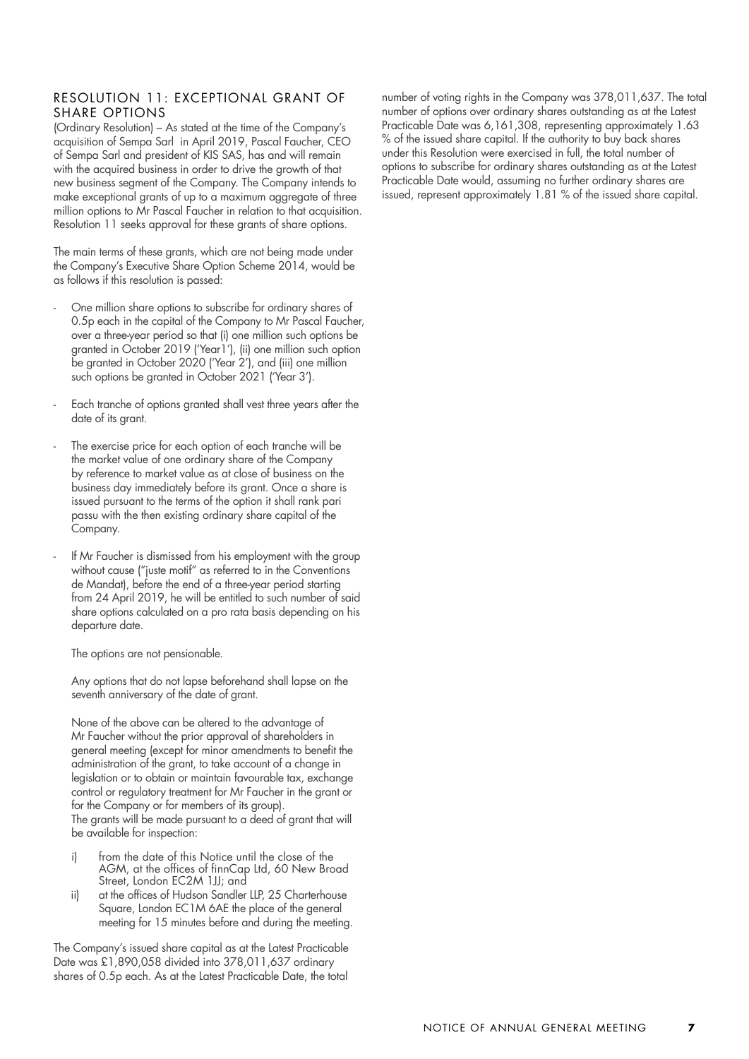## RESOLUTION 11: EXCEPTIONAL GRANT OF SHARE OPTIONS

(Ordinary Resolution) – As stated at the time of the Company's acquisition of Sempa Sarl in April 2019, Pascal Faucher, CEO of Sempa Sarl and president of KIS SAS, has and will remain with the acquired business in order to drive the growth of that new business segment of the Company. The Company intends to make exceptional grants of up to a maximum aggregate of three million options to Mr Pascal Faucher in relation to that acquisition. Resolution 11 seeks approval for these grants of share options.

The main terms of these grants, which are not being made under the Company's Executive Share Option Scheme 2014, would be as follows if this resolution is passed:

- One million share options to subscribe for ordinary shares of 0.5p each in the capital of the Company to Mr Pascal Faucher, over a three-year period so that (i) one million such options be granted in October 2019 ('Year1'), (ii) one million such option be granted in October 2020 ('Year 2'), and (iii) one million such options be granted in October 2021 ('Year 3').
- Each tranche of options granted shall vest three years after the date of its grant.
- The exercise price for each option of each tranche will be the market value of one ordinary share of the Company by reference to market value as at close of business on the business day immediately before its grant. Once a share is issued pursuant to the terms of the option it shall rank pari passu with the then existing ordinary share capital of the Company.
- If Mr Faucher is dismissed from his employment with the group without cause ("juste motif" as referred to in the Conventions de Mandat), before the end of a three-year period starting from 24 April 2019, he will be entitled to such number of said share options calculated on a pro rata basis depending on his departure date.

  The options are not pensionable.

  Any options that do not lapse beforehand shall lapse on the seventh anniversary of the date of grant.

  None of the above can be altered to the advantage of Mr Faucher without the prior approval of shareholders in general meeting (except for minor amendments to benefit the administration of the grant, to take account of a change in legislation or to obtain or maintain favourable tax, exchange control or regulatory treatment for Mr Faucher in the grant or for the Company or for members of its group).
  The grants will be made pursuant to a deed of grant that will be available for inspection:

  i) from the date of this Notice until the close of the AGM, at the offices of finnCap Ltd, 60 New Broad Street, London EC2M 1JJ; and
  ii) at the offices of Hudson Sandler LLP, 25 Charterhouse Square, London EC1M 6AE the place of the general meeting for 15 minutes before and during the meeting.

The Company's issued share capital as at the Latest Practicable Date was £1,890,058 divided into 378,011,637 ordinary shares of 0.5p each. As at the Latest Practicable Date, the total number of voting rights in the Company was 378,011,637. The total number of options over ordinary shares outstanding as at the Latest Practicable Date was 6,161,308, representing approximately 1.63 % of the issued share capital. If the authority to buy back shares under this Resolution were exercised in full, the total number of options to subscribe for ordinary shares outstanding as at the Latest Practicable Date would, assuming no further ordinary shares are issued, represent approximately 1.81 % of the issued share capital.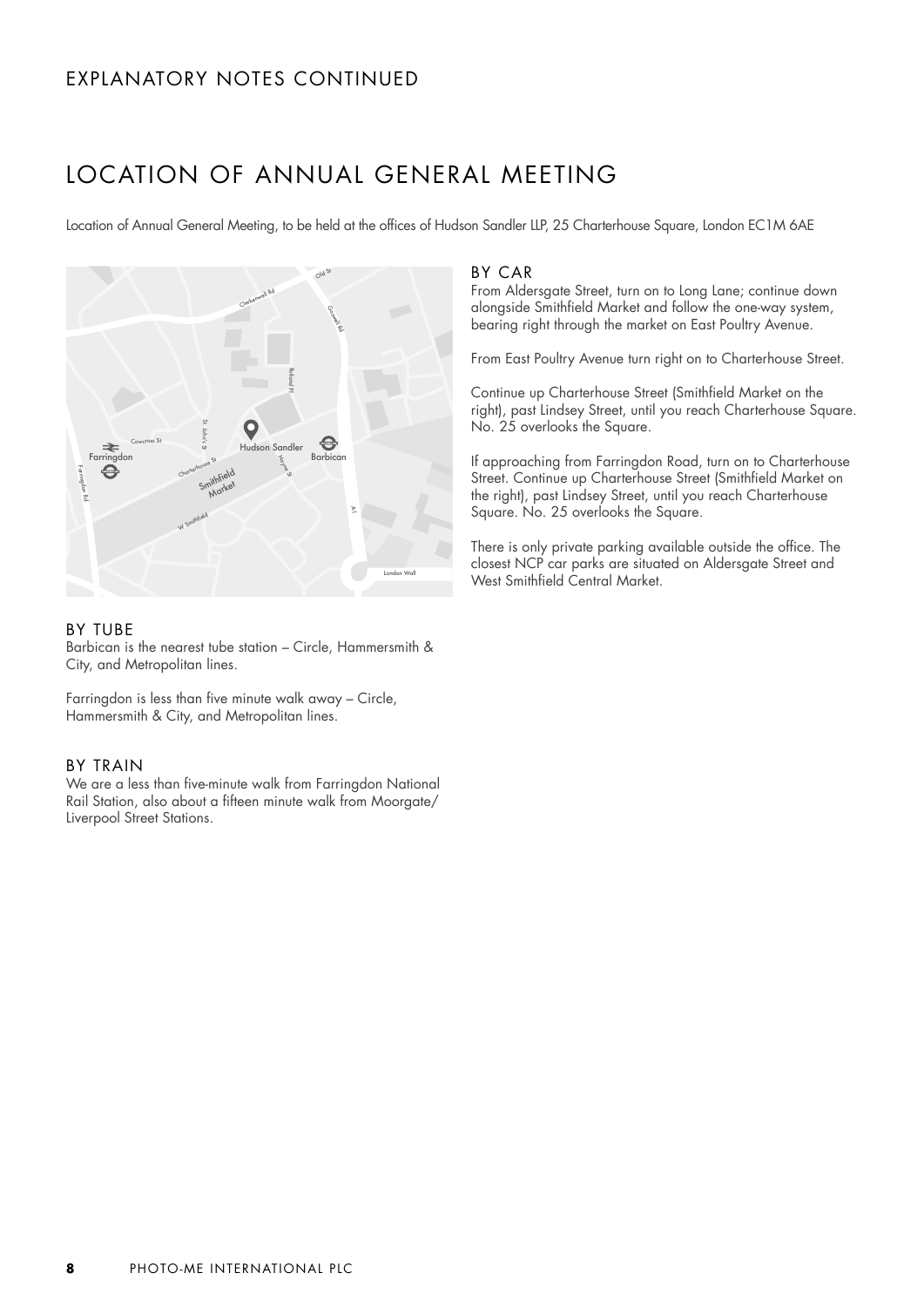# EXPLANATORY NOTES CONTINUED

## LOCATION OF ANNUAL GENERAL MEETING

Location of Annual General Meeting, to be held at the offices of Hudson Sandler LLP, 25 Charterhouse Square, London EC1M 6AE

### BY CAR

From Aldersgate Street, turn on to Long Lane; continue down alongside Smithfield Market and follow the one-way system, bearing right through the market on East Poultry Avenue.

From East Poultry Avenue turn right on to Charterhouse Street.

Continue up Charterhouse Street (Smithfield Market on the right), past Lindsey Street, until you reach Charterhouse Square. No. 25 overlooks the Square.

If approaching from Farringdon Road, turn on to Charterhouse Street. Continue up Charterhouse Street (Smithfield Market on the right), past Lindsey Street, until you reach Charterhouse Square. No. 25 overlooks the Square.

There is only private parking available outside the office. The closest NCP car parks are situated on Aldersgate Street and West Smithfield Central Market.

### BY TUBE

Barbican is the nearest tube station – Circle, Hammersmith & City, and Metropolitan lines.

Farringdon is less than five minute walk away – Circle, Hammersmith & City, and Metropolitan lines.

### BY TRAIN

We are a less than five-minute walk from Farringdon National Rail Station, also about a fifteen minute walk from Moorgate/ Liverpool Street Stations.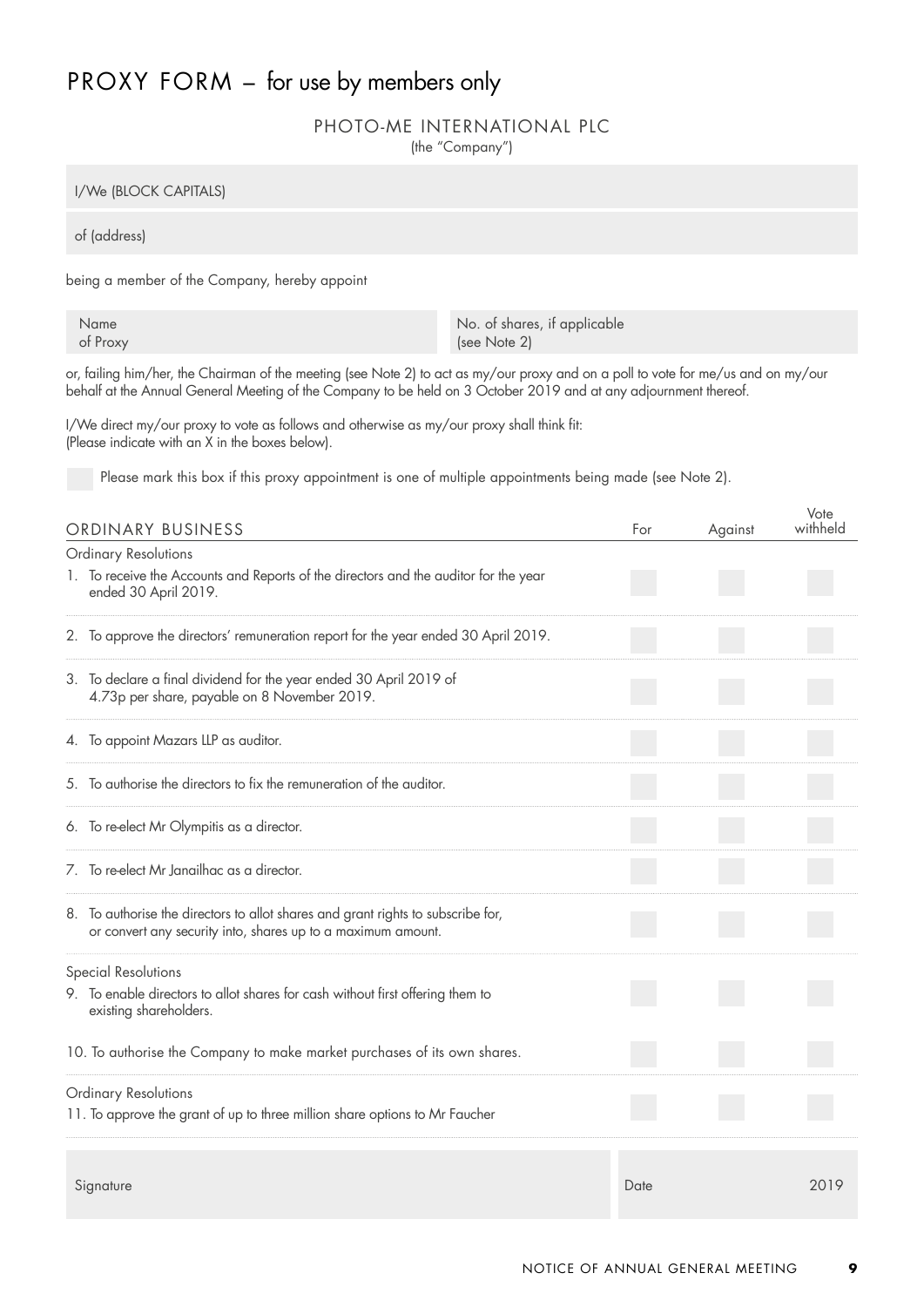# PROXY FORM – for use by members only

PHOTO-ME INTERNATIONAL PLC
(the "Company")

I/We (BLOCK CAPITALS)

of (address)

being a member of the Company, hereby appoint

| Name of Proxy | No. of shares, if applicable (see Note 2) |
|---|---|
| | |

or, failing him/her, the Chairman of the meeting (see Note 2) to act as my/our proxy and on a poll to vote for me/us and on my/our behalf at the Annual General Meeting of the Company to be held on 3 October 2019 and at any adjournment thereof.

I/We direct my/our proxy to vote as follows and otherwise as my/our proxy shall think fit:
(Please indicate with an X in the boxes below).

☐ Please mark this box if this proxy appointment is one of multiple appointments being made (see Note 2).

| ORDINARY BUSINESS | For | Against | Vote withheld |
|---|---|---|---|
| Ordinary Resolutions | | | |
| 1. To receive the Accounts and Reports of the directors and the auditor for the year ended 30 April 2019. | | | |
| 2. To approve the directors' remuneration report for the year ended 30 April 2019. | | | |
| 3. To declare a final dividend for the year ended 30 April 2019 of 4.73p per share, payable on 8 November 2019. | | | |
| 4. To appoint Mazars LLP as auditor. | | | |
| 5. To authorise the directors to fix the remuneration of the auditor. | | | |
| 6. To re-elect Mr Olympitis as a director. | | | |
| 7. To re-elect Mr Janailhac as a director. | | | |
| 8. To authorise the directors to allot shares and grant rights to subscribe for, or convert any security into, shares up to a maximum amount. | | | |
| Special Resolutions | | | |
| 9. To enable directors to allot shares for cash without first offering them to existing shareholders. | | | |
| 10. To authorise the Company to make market purchases of its own shares. | | | |
| Ordinary Resolutions | | | |
| 11. To approve the grant of up to three million share options to Mr Faucher | | | |

| Signature | Date 2019 |
|---|---|
| | |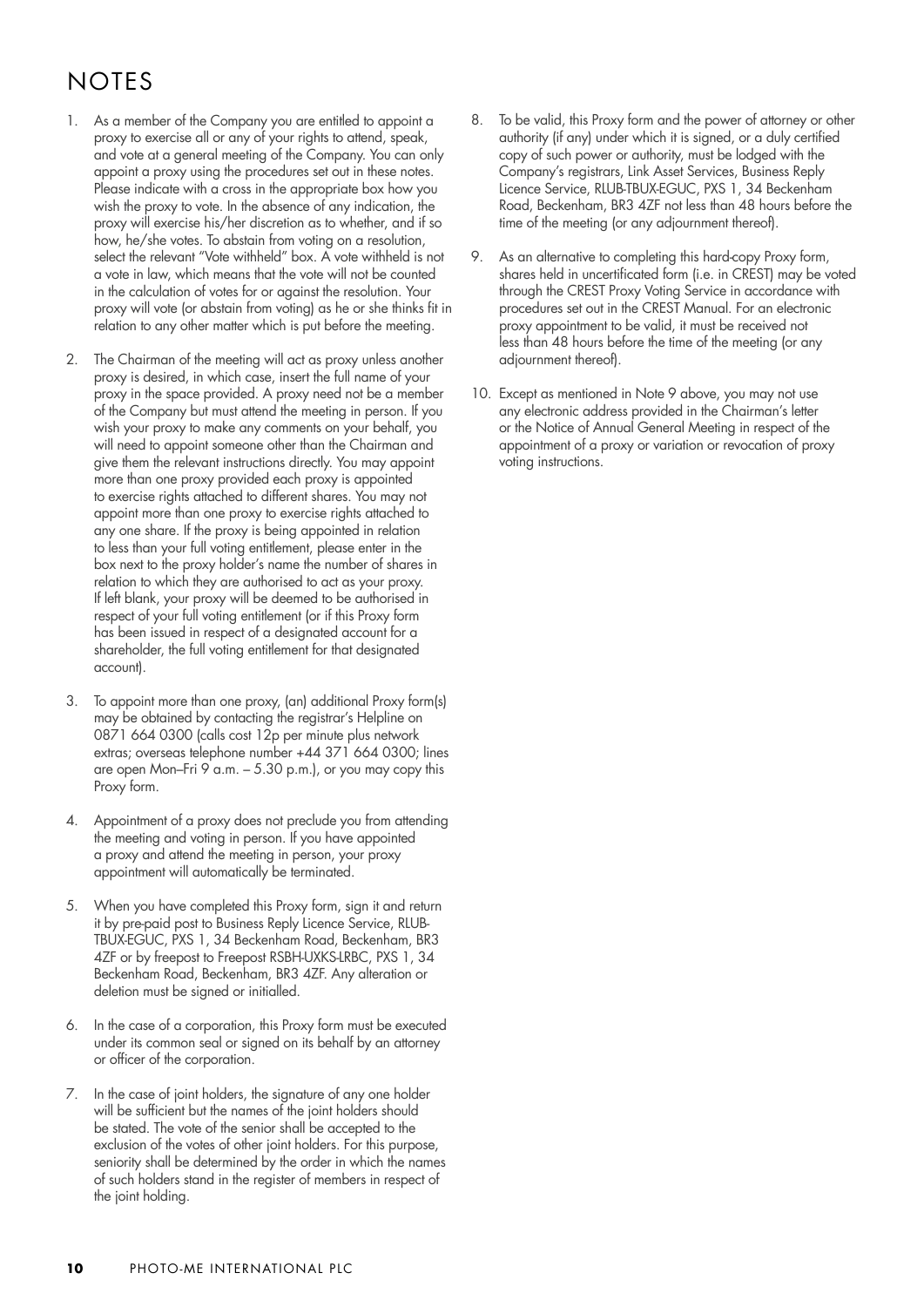# NOTES

1. As a member of the Company you are entitled to appoint a proxy to exercise all or any of your rights to attend, speak, and vote at a general meeting of the Company. You can only appoint a proxy using the procedures set out in these notes. Please indicate with a cross in the appropriate box how you wish the proxy to vote. In the absence of any indication, the proxy will exercise his/her discretion as to whether, and if so how, he/she votes. To abstain from voting on a resolution, select the relevant "Vote withheld" box. A vote withheld is not a vote in law, which means that the vote will not be counted in the calculation of votes for or against the resolution. Your proxy will vote (or abstain from voting) as he or she thinks fit in relation to any other matter which is put before the meeting.

2. The Chairman of the meeting will act as proxy unless another proxy is desired, in which case, insert the full name of your proxy in the space provided. A proxy need not be a member of the Company but must attend the meeting in person. If you wish your proxy to make any comments on your behalf, you will need to appoint someone other than the Chairman and give them the relevant instructions directly. You may appoint more than one proxy provided each proxy is appointed to exercise rights attached to different shares. You may not appoint more than one proxy to exercise rights attached to any one share. If the proxy is being appointed in relation to less than your full voting entitlement, please enter in the box next to the proxy holder's name the number of shares in relation to which they are authorised to act as your proxy. If left blank, your proxy will be deemed to be authorised in respect of your full voting entitlement (or if this Proxy form has been issued in respect of a designated account for a shareholder, the full voting entitlement for that designated account).

3. To appoint more than one proxy, (an) additional Proxy form(s) may be obtained by contacting the registrar's Helpline on 0871 664 0300 (calls cost 12p per minute plus network extras; overseas telephone number +44 371 664 0300; lines are open Mon–Fri 9 a.m. – 5.30 p.m.), or you may copy this Proxy form.

4. Appointment of a proxy does not preclude you from attending the meeting and voting in person. If you have appointed a proxy and attend the meeting in person, your proxy appointment will automatically be terminated.

5. When you have completed this Proxy form, sign it and return it by pre-paid post to Business Reply Licence Service, RLUB-TBUX-EGUC, PXS 1, 34 Beckenham Road, Beckenham, BR3 4ZF or by freepost to Freepost RSBH-UXKS-LRBC, PXS 1, 34 Beckenham Road, Beckenham, BR3 4ZF. Any alteration or deletion must be signed or initialled.

6. In the case of a corporation, this Proxy form must be executed under its common seal or signed on its behalf by an attorney or officer of the corporation.

7. In the case of joint holders, the signature of any one holder will be sufficient but the names of the joint holders should be stated. The vote of the senior shall be accepted to the exclusion of the votes of other joint holders. For this purpose, seniority shall be determined by the order in which the names of such holders stand in the register of members in respect of the joint holding.

8. To be valid, this Proxy form and the power of attorney or other authority (if any) under which it is signed, or a duly certified copy of such power or authority, must be lodged with the Company's registrars, Link Asset Services, Business Reply Licence Service, RLUB-TBUX-EGUC, PXS 1, 34 Beckenham Road, Beckenham, BR3 4ZF not less than 48 hours before the time of the meeting (or any adjournment thereof).

9. As an alternative to completing this hard-copy Proxy form, shares held in uncertificated form (i.e. in CREST) may be voted through the CREST Proxy Voting Service in accordance with procedures set out in the CREST Manual. For an electronic proxy appointment to be valid, it must be received not less than 48 hours before the time of the meeting (or any adjournment thereof).

10. Except as mentioned in Note 9 above, you may not use any electronic address provided in the Chairman's letter or the Notice of Annual General Meeting in respect of the appointment of a proxy or variation or revocation of proxy voting instructions.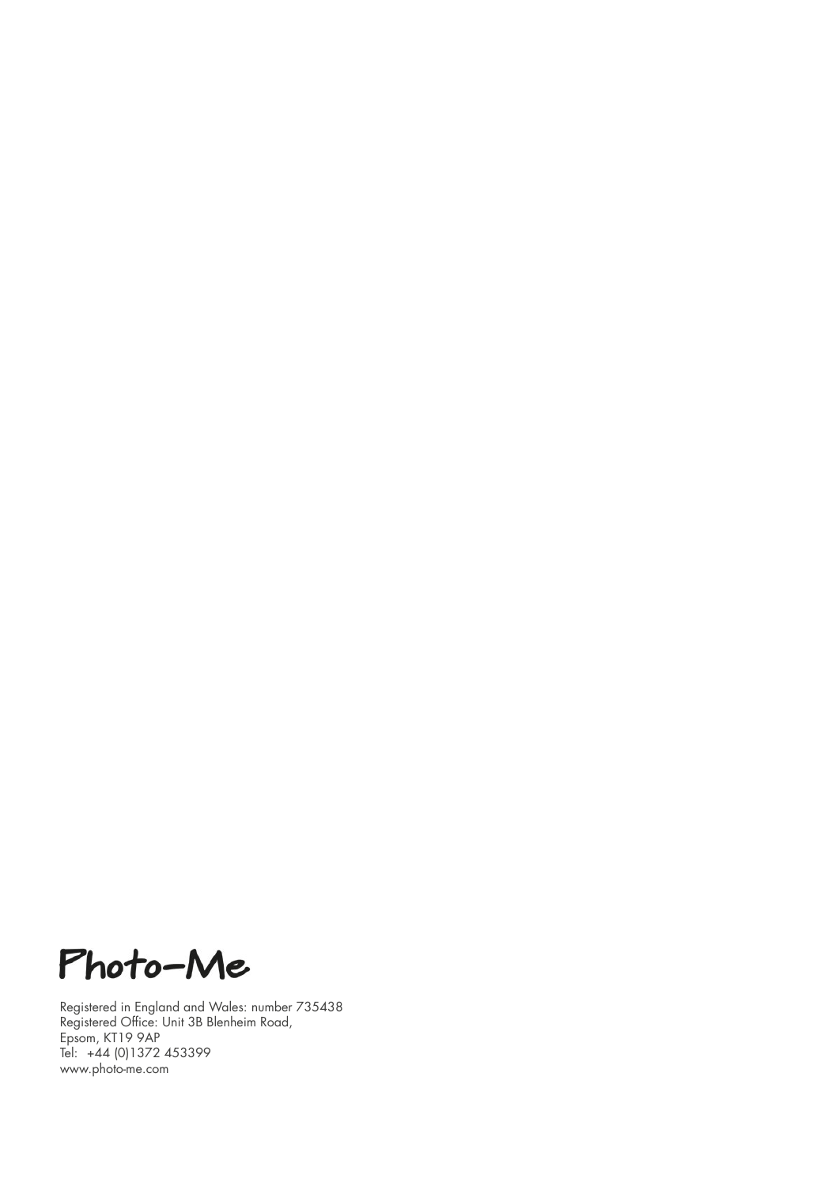**Photo-Me**

Registered in England and Wales: number 735438
Registered Office: Unit 3B Blenheim Road,
Epsom, KT19 9AP
Tel: +44 (0)1372 453399
www.photo-me.com